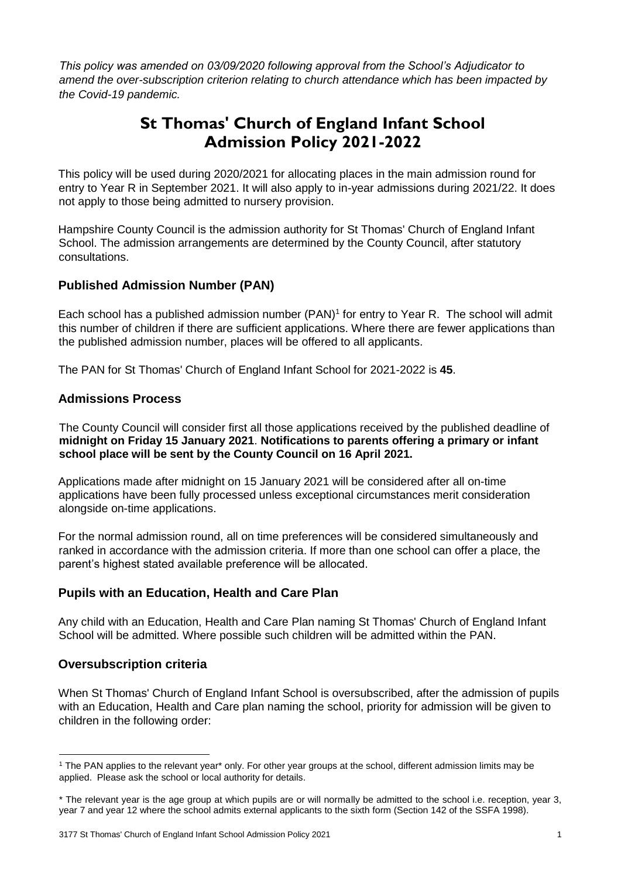*This policy was amended on 03/09/2020 following approval from the School's Adjudicator to amend the over-subscription criterion relating to church attendance which has been impacted by the Covid-19 pandemic.*

# St Thomas' Church of England Infant School Admission Policy 2021-2022

This policy will be used during 2020/2021 for allocating places in the main admission round for entry to Year R in September 2021. It will also apply to in-year admissions during 2021/22. It does not apply to those being admitted to nursery provision.

Hampshire County Council is the admission authority for St Thomas' Church of England Infant School. The admission arrangements are determined by the County Council, after statutory consultations.

## Published Admission Number (PAN)

Each school has a published admission number (PAN)[1] for entry to Year R. The school will admit this number of children if there are sufficient applications. Where there are fewer applications than the published admission number, places will be offered to all applicants.

The PAN for St Thomas' Church of England Infant School for 2021-2022 is **45**.

## Admissions Process

The County Council will consider first all those applications received by the published deadline of **midnight on Friday 15 January 2021**. **Notifications to parents offering a primary or infant school place will be sent by the County Council on 16 April 2021.**

Applications made after midnight on 15 January 2021 will be considered after all on-time applications have been fully processed unless exceptional circumstances merit consideration alongside on-time applications.

For the normal admission round, all on time preferences will be considered simultaneously and ranked in accordance with the admission criteria. If more than one school can offer a place, the parent's highest stated available preference will be allocated.

## Pupils with an Education, Health and Care Plan

Any child with an Education, Health and Care Plan naming St Thomas' Church of England Infant School will be admitted. Where possible such children will be admitted within the PAN.

## Oversubscription criteria

When St Thomas' Church of England Infant School is oversubscribed, after the admission of pupils with an Education, Health and Care plan naming the school, priority for admission will be given to children in the following order:

---

[1] The PAN applies to the relevant year* only. For other year groups at the school, different admission limits may be applied. Please ask the school or local authority for details.

* The relevant year is the age group at which pupils are or will normally be admitted to the school i.e. reception, year 3, year 7 and year 12 where the school admits external applicants to the sixth form (Section 142 of the SSFA 1998).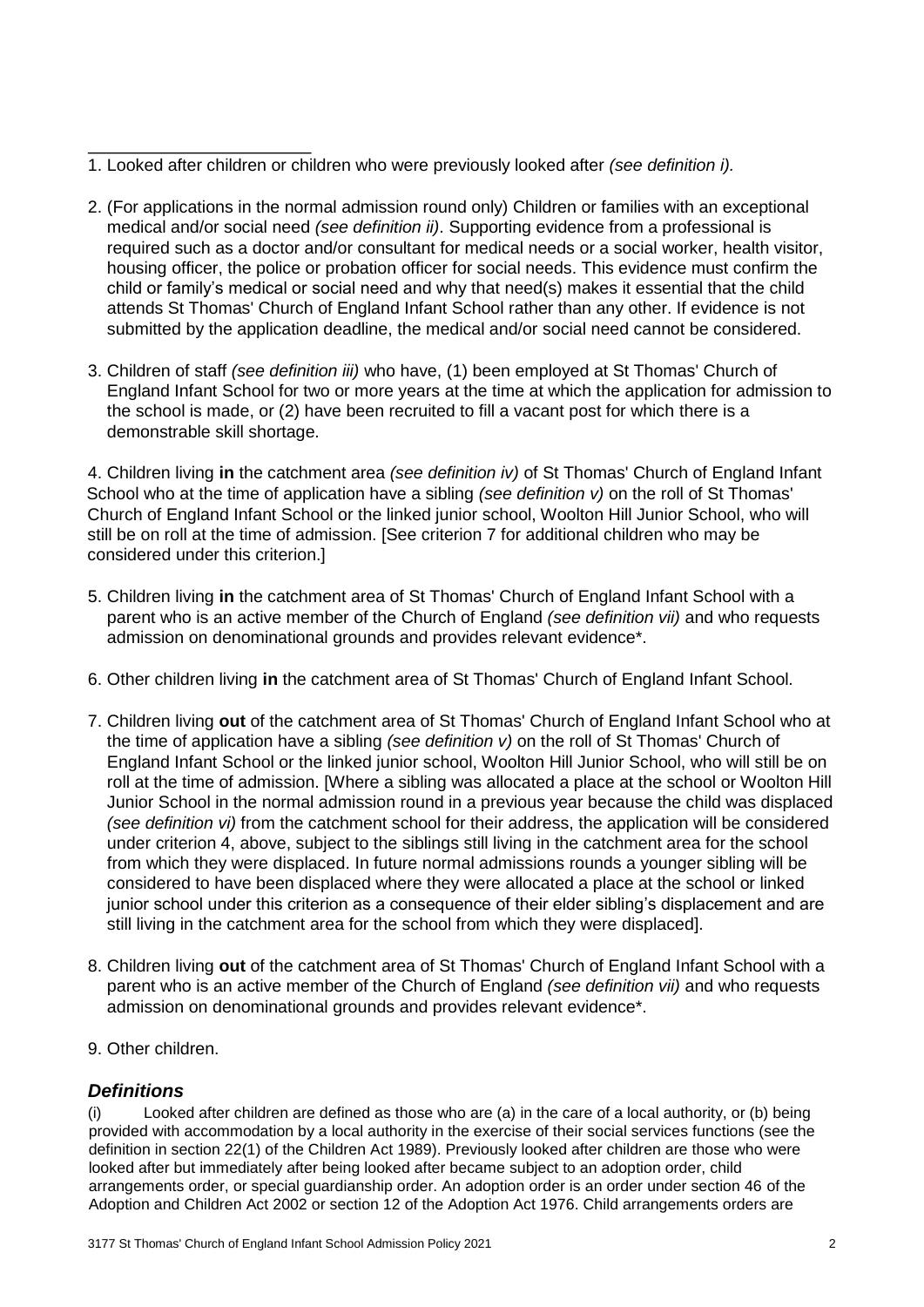1. Looked after children or children who were previously looked after *(see definition i).*

2. (For applications in the normal admission round only) Children or families with an exceptional medical and/or social need *(see definition ii)*. Supporting evidence from a professional is required such as a doctor and/or consultant for medical needs or a social worker, health visitor, housing officer, the police or probation officer for social needs. This evidence must confirm the child or family's medical or social need and why that need(s) makes it essential that the child attends St Thomas' Church of England Infant School rather than any other. If evidence is not submitted by the application deadline, the medical and/or social need cannot be considered.

3. Children of staff *(see definition iii)* who have, (1) been employed at St Thomas' Church of England Infant School for two or more years at the time at which the application for admission to the school is made, or (2) have been recruited to fill a vacant post for which there is a demonstrable skill shortage.

4. Children living **in** the catchment area *(see definition iv)* of St Thomas' Church of England Infant School who at the time of application have a sibling *(see definition v)* on the roll of St Thomas' Church of England Infant School or the linked junior school, Woolton Hill Junior School, who will still be on roll at the time of admission. [See criterion 7 for additional children who may be considered under this criterion.]

5. Children living **in** the catchment area of St Thomas' Church of England Infant School with a parent who is an active member of the Church of England *(see definition vii)* and who requests admission on denominational grounds and provides relevant evidence*.

6. Other children living **in** the catchment area of St Thomas' Church of England Infant School.

7. Children living **out** of the catchment area of St Thomas' Church of England Infant School who at the time of application have a sibling *(see definition v)* on the roll of St Thomas' Church of England Infant School or the linked junior school, Woolton Hill Junior School, who will still be on roll at the time of admission. [Where a sibling was allocated a place at the school or Woolton Hill Junior School in the normal admission round in a previous year because the child was displaced *(see definition vi)* from the catchment school for their address, the application will be considered under criterion 4, above, subject to the siblings still living in the catchment area for the school from which they were displaced. In future normal admissions rounds a younger sibling will be considered to have been displaced where they were allocated a place at the school or linked junior school under this criterion as a consequence of their elder sibling's displacement and are still living in the catchment area for the school from which they were displaced].

8. Children living **out** of the catchment area of St Thomas' Church of England Infant School with a parent who is an active member of the Church of England *(see definition vii)* and who requests admission on denominational grounds and provides relevant evidence*.

9. Other children.

## *Definitions*

(i) Looked after children are defined as those who are (a) in the care of a local authority, or (b) being provided with accommodation by a local authority in the exercise of their social services functions (see the definition in section 22(1) of the Children Act 1989). Previously looked after children are those who were looked after but immediately after being looked after became subject to an adoption order, child arrangements order, or special guardianship order. An adoption order is an order under section 46 of the Adoption and Children Act 2002 or section 12 of the Adoption Act 1976. Child arrangements orders are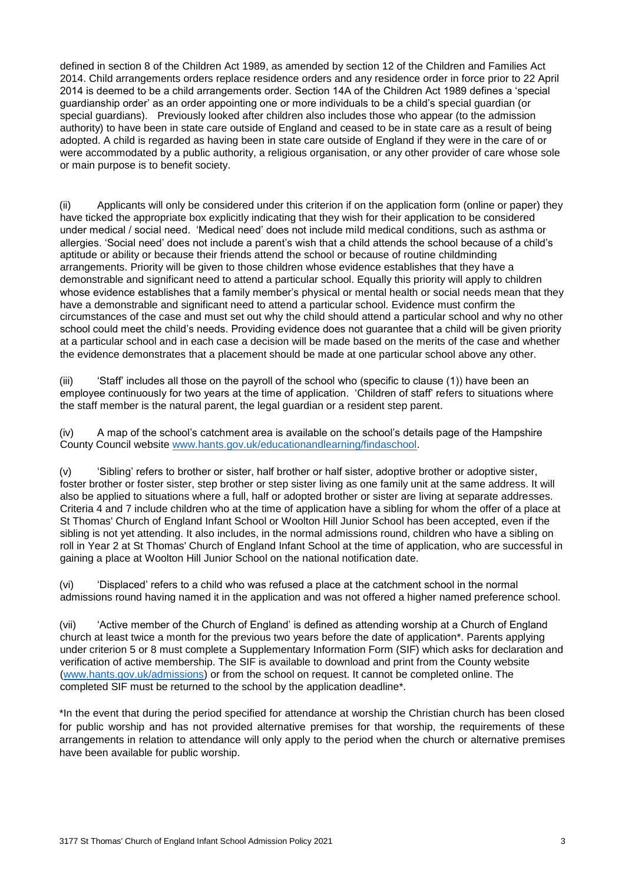defined in section 8 of the Children Act 1989, as amended by section 12 of the Children and Families Act 2014. Child arrangements orders replace residence orders and any residence order in force prior to 22 April 2014 is deemed to be a child arrangements order. Section 14A of the Children Act 1989 defines a 'special guardianship order' as an order appointing one or more individuals to be a child's special guardian (or special guardians). Previously looked after children also includes those who appear (to the admission authority) to have been in state care outside of England and ceased to be in state care as a result of being adopted. A child is regarded as having been in state care outside of England if they were in the care of or were accommodated by a public authority, a religious organisation, or any other provider of care whose sole or main purpose is to benefit society.

(ii) Applicants will only be considered under this criterion if on the application form (online or paper) they have ticked the appropriate box explicitly indicating that they wish for their application to be considered under medical / social need. 'Medical need' does not include mild medical conditions, such as asthma or allergies. 'Social need' does not include a parent's wish that a child attends the school because of a child's aptitude or ability or because their friends attend the school or because of routine childminding arrangements. Priority will be given to those children whose evidence establishes that they have a demonstrable and significant need to attend a particular school. Equally this priority will apply to children whose evidence establishes that a family member's physical or mental health or social needs mean that they have a demonstrable and significant need to attend a particular school. Evidence must confirm the circumstances of the case and must set out why the child should attend a particular school and why no other school could meet the child's needs. Providing evidence does not guarantee that a child will be given priority at a particular school and in each case a decision will be made based on the merits of the case and whether the evidence demonstrates that a placement should be made at one particular school above any other.

(iii) 'Staff' includes all those on the payroll of the school who (specific to clause (1)) have been an employee continuously for two years at the time of application. 'Children of staff' refers to situations where the staff member is the natural parent, the legal guardian or a resident step parent.

(iv) A map of the school's catchment area is available on the school's details page of the Hampshire County Council website [www.hants.gov.uk/educationandlearning/findaschool](www.hants.gov.uk/educationandlearning/findaschool).

(v) 'Sibling' refers to brother or sister, half brother or half sister, adoptive brother or adoptive sister, foster brother or foster sister, step brother or step sister living as one family unit at the same address. It will also be applied to situations where a full, half or adopted brother or sister are living at separate addresses. Criteria 4 and 7 include children who at the time of application have a sibling for whom the offer of a place at St Thomas' Church of England Infant School or Woolton Hill Junior School has been accepted, even if the sibling is not yet attending. It also includes, in the normal admissions round, children who have a sibling on roll in Year 2 at St Thomas' Church of England Infant School at the time of application, who are successful in gaining a place at Woolton Hill Junior School on the national notification date.

(vi) 'Displaced' refers to a child who was refused a place at the catchment school in the normal admissions round having named it in the application and was not offered a higher named preference school.

(vii) 'Active member of the Church of England' is defined as attending worship at a Church of England church at least twice a month for the previous two years before the date of application*. Parents applying under criterion 5 or 8 must complete a Supplementary Information Form (SIF) which asks for declaration and verification of active membership. The SIF is available to download and print from the County website ([www.hants.gov.uk/admissions](www.hants.gov.uk/admissions)) or from the school on request. It cannot be completed online. The completed SIF must be returned to the school by the application deadline*.

*In the event that during the period specified for attendance at worship the Christian church has been closed for public worship and has not provided alternative premises for that worship, the requirements of these arrangements in relation to attendance will only apply to the period when the church or alternative premises have been available for public worship.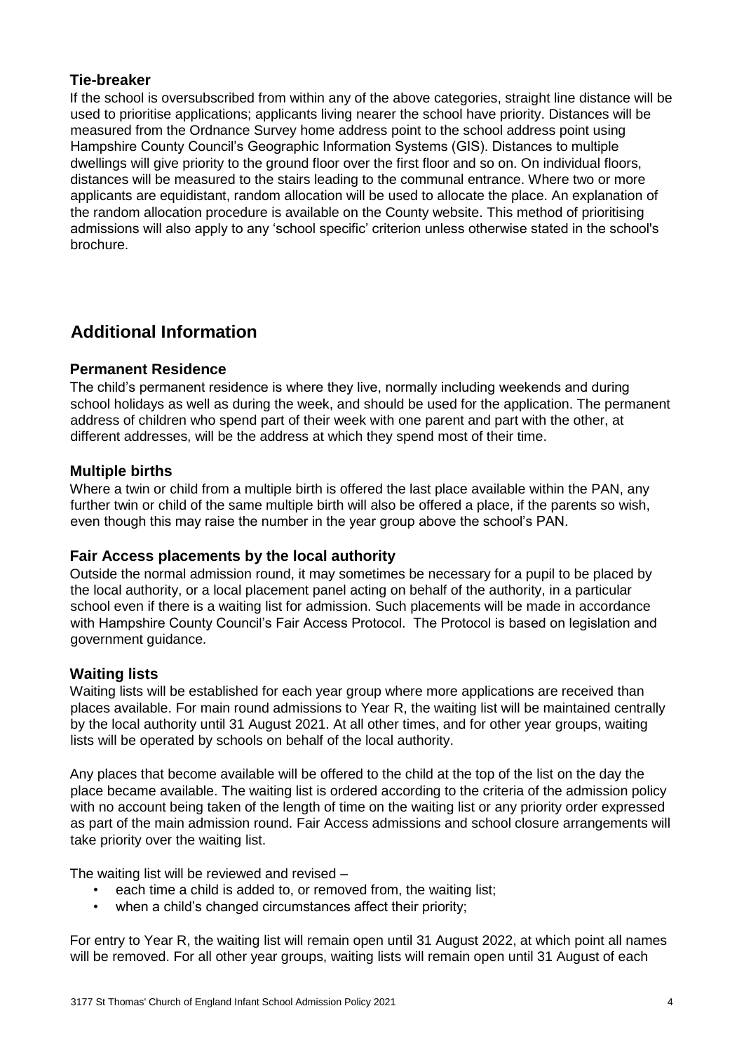### Tie-breaker

If the school is oversubscribed from within any of the above categories, straight line distance will be used to prioritise applications; applicants living nearer the school have priority. Distances will be measured from the Ordnance Survey home address point to the school address point using Hampshire County Council's Geographic Information Systems (GIS). Distances to multiple dwellings will give priority to the ground floor over the first floor and so on. On individual floors, distances will be measured to the stairs leading to the communal entrance. Where two or more applicants are equidistant, random allocation will be used to allocate the place. An explanation of the random allocation procedure is available on the County website. This method of prioritising admissions will also apply to any 'school specific' criterion unless otherwise stated in the school's brochure.

## Additional Information

### Permanent Residence

The child's permanent residence is where they live, normally including weekends and during school holidays as well as during the week, and should be used for the application. The permanent address of children who spend part of their week with one parent and part with the other, at different addresses, will be the address at which they spend most of their time.

### Multiple births

Where a twin or child from a multiple birth is offered the last place available within the PAN, any further twin or child of the same multiple birth will also be offered a place, if the parents so wish, even though this may raise the number in the year group above the school's PAN.

### Fair Access placements by the local authority

Outside the normal admission round, it may sometimes be necessary for a pupil to be placed by the local authority, or a local placement panel acting on behalf of the authority, in a particular school even if there is a waiting list for admission. Such placements will be made in accordance with Hampshire County Council's Fair Access Protocol. The Protocol is based on legislation and government guidance.

### Waiting lists

Waiting lists will be established for each year group where more applications are received than places available. For main round admissions to Year R, the waiting list will be maintained centrally by the local authority until 31 August 2021. At all other times, and for other year groups, waiting lists will be operated by schools on behalf of the local authority.

Any places that become available will be offered to the child at the top of the list on the day the place became available. The waiting list is ordered according to the criteria of the admission policy with no account being taken of the length of time on the waiting list or any priority order expressed as part of the main admission round. Fair Access admissions and school closure arrangements will take priority over the waiting list.

The waiting list will be reviewed and revised –

- each time a child is added to, or removed from, the waiting list;
- when a child's changed circumstances affect their priority;

For entry to Year R, the waiting list will remain open until 31 August 2022, at which point all names will be removed. For all other year groups, waiting lists will remain open until 31 August of each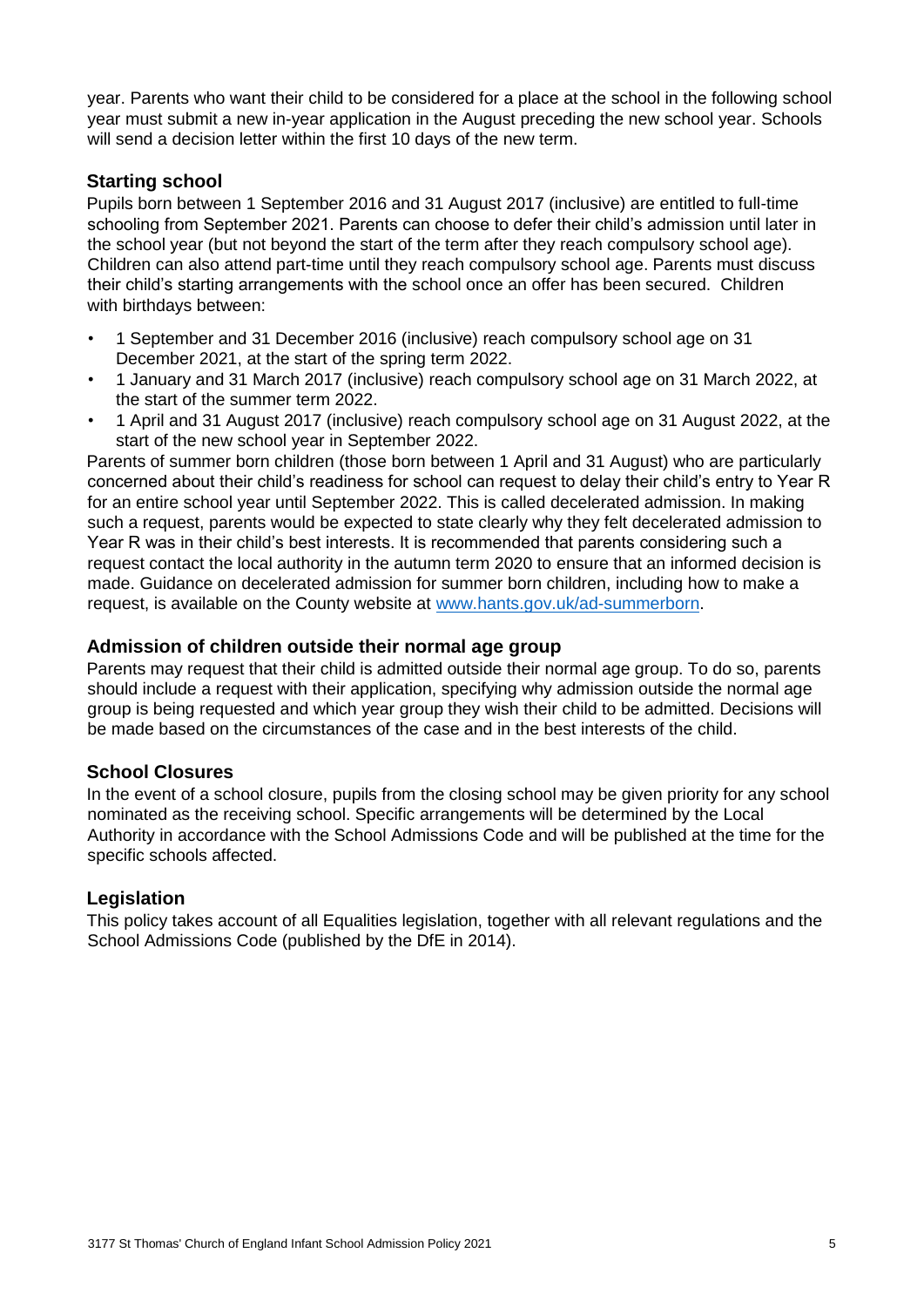year. Parents who want their child to be considered for a place at the school in the following school year must submit a new in-year application in the August preceding the new school year. Schools will send a decision letter within the first 10 days of the new term.

## Starting school

Pupils born between 1 September 2016 and 31 August 2017 (inclusive) are entitled to full-time schooling from September 2021. Parents can choose to defer their child's admission until later in the school year (but not beyond the start of the term after they reach compulsory school age). Children can also attend part-time until they reach compulsory school age. Parents must discuss their child's starting arrangements with the school once an offer has been secured. Children with birthdays between:

- 1 September and 31 December 2016 (inclusive) reach compulsory school age on 31 December 2021, at the start of the spring term 2022.
- 1 January and 31 March 2017 (inclusive) reach compulsory school age on 31 March 2022, at the start of the summer term 2022.
- 1 April and 31 August 2017 (inclusive) reach compulsory school age on 31 August 2022, at the start of the new school year in September 2022.

Parents of summer born children (those born between 1 April and 31 August) who are particularly concerned about their child's readiness for school can request to delay their child's entry to Year R for an entire school year until September 2022. This is called decelerated admission. In making such a request, parents would be expected to state clearly why they felt decelerated admission to Year R was in their child's best interests. It is recommended that parents considering such a request contact the local authority in the autumn term 2020 to ensure that an informed decision is made. Guidance on decelerated admission for summer born children, including how to make a request, is available on the County website at www.hants.gov.uk/ad-summerborn.

## Admission of children outside their normal age group

Parents may request that their child is admitted outside their normal age group. To do so, parents should include a request with their application, specifying why admission outside the normal age group is being requested and which year group they wish their child to be admitted. Decisions will be made based on the circumstances of the case and in the best interests of the child.

## School Closures

In the event of a school closure, pupils from the closing school may be given priority for any school nominated as the receiving school. Specific arrangements will be determined by the Local Authority in accordance with the School Admissions Code and will be published at the time for the specific schools affected.

## Legislation

This policy takes account of all Equalities legislation, together with all relevant regulations and the School Admissions Code (published by the DfE in 2014).